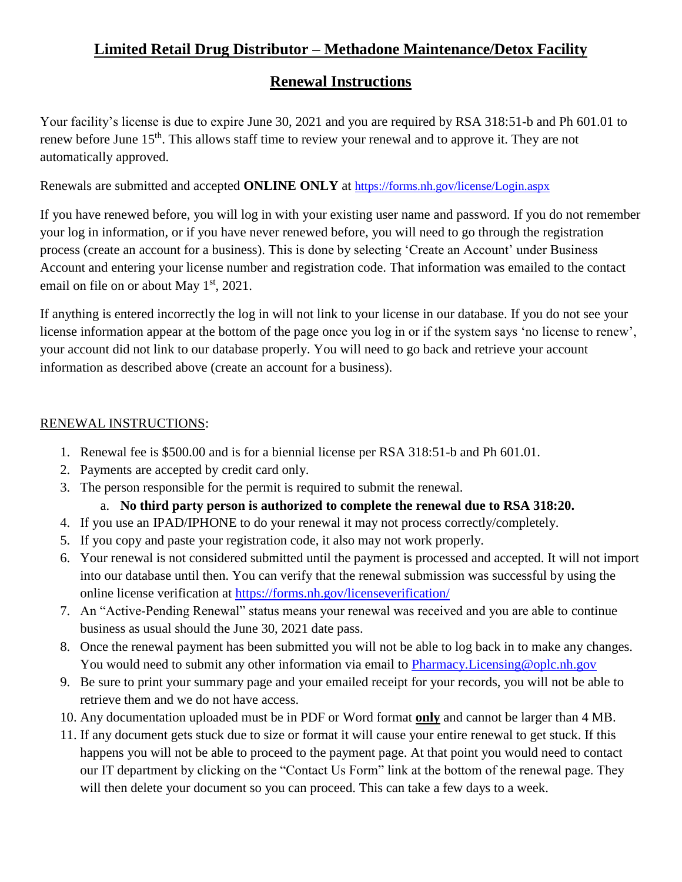# Limited Retail Drug Distributor – Methadone Maintenance/Detox Facility

## Renewal Instructions

Your facility's license is due to expire June 30, 2021 and you are required by RSA 318:51-b and Ph 601.01 to renew before June 15th. This allows staff time to review your renewal and to approve it. They are not automatically approved.

Renewals are submitted and accepted **ONLINE ONLY** at https://forms.nh.gov/license/Login.aspx

If you have renewed before, you will log in with your existing user name and password. If you do not remember your log in information, or if you have never renewed before, you will need to go through the registration process (create an account for a business). This is done by selecting 'Create an Account' under Business Account and entering your license number and registration code. That information was emailed to the contact email on file on or about May 1st, 2021.

If anything is entered incorrectly the log in will not link to your license in our database. If you do not see your license information appear at the bottom of the page once you log in or if the system says 'no license to renew', your account did not link to our database properly. You will need to go back and retrieve your account information as described above (create an account for a business).

RENEWAL INSTRUCTIONS:

1. Renewal fee is $500.00 and is for a biennial license per RSA 318:51-b and Ph 601.01.
2. Payments are accepted by credit card only.
3. The person responsible for the permit is required to submit the renewal.
   a. **No third party person is authorized to complete the renewal due to RSA 318:20.**
4. If you use an IPAD/IPHONE to do your renewal it may not process correctly/completely.
5. If you copy and paste your registration code, it also may not work properly.
6. Your renewal is not considered submitted until the payment is processed and accepted. It will not import into our database until then. You can verify that the renewal submission was successful by using the online license verification at https://forms.nh.gov/licenseverification/
7. An "Active-Pending Renewal" status means your renewal was received and you are able to continue business as usual should the June 30, 2021 date pass.
8. Once the renewal payment has been submitted you will not be able to log back in to make any changes. You would need to submit any other information via email to Pharmacy.Licensing@oplc.nh.gov
9. Be sure to print your summary page and your emailed receipt for your records, you will not be able to retrieve them and we do not have access.
10. Any documentation uploaded must be in PDF or Word format **only** and cannot be larger than 4 MB.
11. If any document gets stuck due to size or format it will cause your entire renewal to get stuck. If this happens you will not be able to proceed to the payment page. At that point you would need to contact our IT department by clicking on the "Contact Us Form" link at the bottom of the renewal page. They will then delete your document so you can proceed. This can take a few days to a week.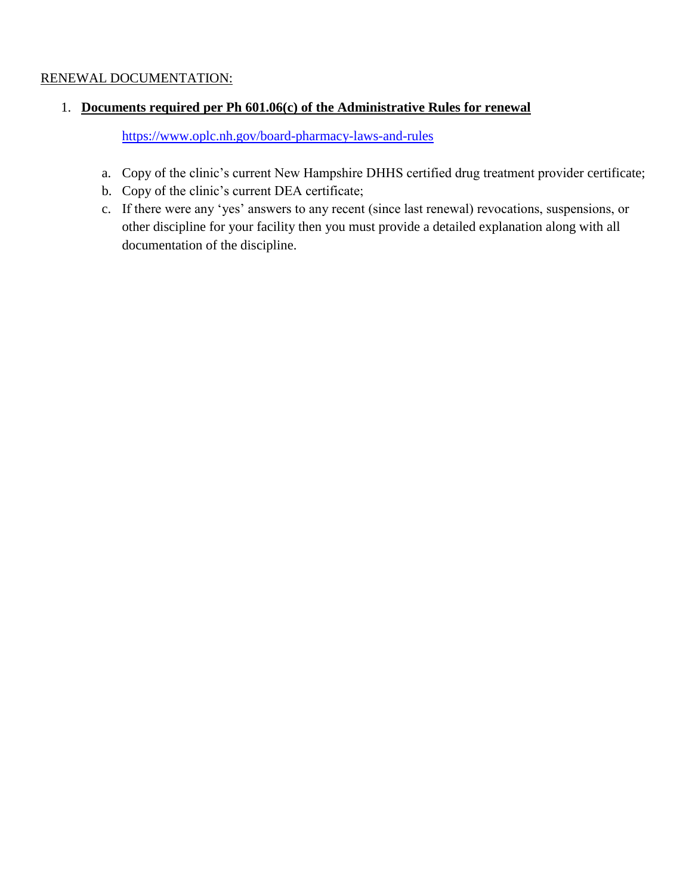RENEWAL DOCUMENTATION:

1. **Documents required per Ph 601.06(c) of the Administrative Rules for renewal**

   https://www.oplc.nh.gov/board-pharmacy-laws-and-rules

   a. Copy of the clinic's current New Hampshire DHHS certified drug treatment provider certificate;
   b. Copy of the clinic's current DEA certificate;
   c. If there were any 'yes' answers to any recent (since last renewal) revocations, suspensions, or other discipline for your facility then you must provide a detailed explanation along with all documentation of the discipline.